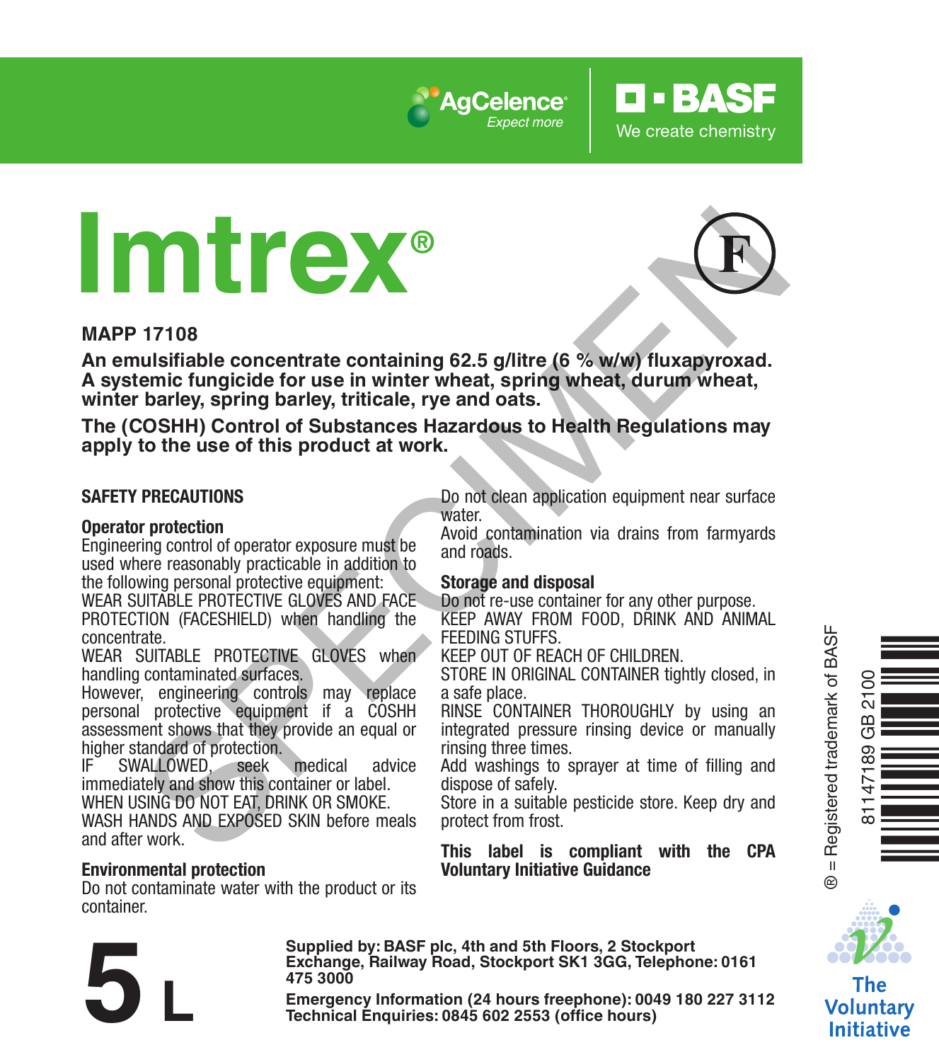AgCelence® Expect more

BASF We create chemistry

# Imtrex®

(F)

**MAPP 17108**

**An emulsifiable concentrate containing 62.5 g/litre (6 % w/w) fluxapyroxad.**
**A systemic fungicide for use in winter wheat, spring wheat, durum wheat, winter barley, spring barley, triticale, rye and oats.**

**The (COSHH) Control of Substances Hazardous to Health Regulations may apply to the use of this product at work.**

## SAFETY PRECAUTIONS

### Operator protection

Engineering control of operator exposure must be used where reasonably practicable in addition to the following personal protective equipment:

WEAR SUITABLE PROTECTIVE GLOVES AND FACE PROTECTION (FACESHIELD) when handling the concentrate.

WEAR SUITABLE PROTECTIVE GLOVES when handling contaminated surfaces.

However, engineering controls may replace personal protective equipment if a COSHH assessment shows that they provide an equal or higher standard of protection.

IF SWALLOWED, seek medical advice immediately and show this container or label.

WHEN USING DO NOT EAT, DRINK OR SMOKE.

WASH HANDS AND EXPOSED SKIN before meals and after work.

### Environmental protection

Do not contaminate water with the product or its container.

Do not clean application equipment near surface water.

Avoid contamination via drains from farmyards and roads.

### Storage and disposal

Do not re-use container for any other purpose.

KEEP AWAY FROM FOOD, DRINK AND ANIMAL FEEDING STUFFS.

KEEP OUT OF REACH OF CHILDREN.

STORE IN ORIGINAL CONTAINER tightly closed, in a safe place.

RINSE CONTAINER THOROUGHLY by using an integrated pressure rinsing device or manually rinsing three times.

Add washings to sprayer at time of filling and dispose of safely.

Store in a suitable pesticide store. Keep dry and protect from frost.

**This label is compliant with the CPA Voluntary Initiative Guidance**

® = Registered trademark of BASF

81147189 GB 2100

**5 L**

**Supplied by: BASF plc, 4th and 5th Floors, 2 Stockport Exchange, Railway Road, Stockport SK1 3GG, Telephone: 0161 475 3000**

**Emergency Information (24 hours freephone): 0049 180 227 3112**
**Technical Enquiries: 0845 602 2553 (office hours)**

The Voluntary Initiative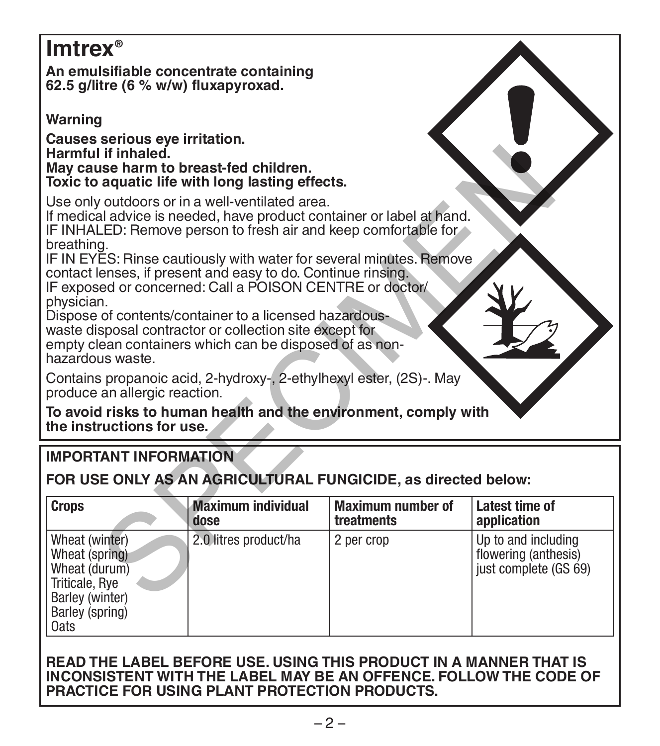# Imtrex®

**An emulsifiable concentrate containing 62.5 g/litre (6 % w/w) fluxapyroxad.**

**Warning**

**Causes serious eye irritation.**
**Harmful if inhaled.**
**May cause harm to breast-fed children.**
**Toxic to aquatic life with long lasting effects.**

Use only outdoors or in a well-ventilated area.
If medical advice is needed, have product container or label at hand.
IF INHALED: Remove person to fresh air and keep comfortable for breathing.
IF IN EYES: Rinse cautiously with water for several minutes. Remove contact lenses, if present and easy to do. Continue rinsing.
IF exposed or concerned: Call a POISON CENTRE or doctor/physician.
Dispose of contents/container to a licensed hazardous-waste disposal contractor or collection site except for empty clean containers which can be disposed of as non-hazardous waste.

Contains propanoic acid, 2-hydroxy-, 2-ethylhexyl ester, (2S)-. May produce an allergic reaction.

**To avoid risks to human health and the environment, comply with the instructions for use.**

**IMPORTANT INFORMATION**

**FOR USE ONLY AS AN AGRICULTURAL FUNGICIDE, as directed below:**

| Crops | Maximum individual dose | Maximum number of treatments | Latest time of application |
|---|---|---|---|
| Wheat (winter)<br>Wheat (spring)<br>Wheat (durum)<br>Triticale, Rye<br>Barley (winter)<br>Barley (spring)<br>Oats | 2.0 litres product/ha | 2 per crop | Up to and including flowering (anthesis) just complete (GS 69) |

**READ THE LABEL BEFORE USE. USING THIS PRODUCT IN A MANNER THAT IS INCONSISTENT WITH THE LABEL MAY BE AN OFFENCE. FOLLOW THE CODE OF PRACTICE FOR USING PLANT PROTECTION PRODUCTS.**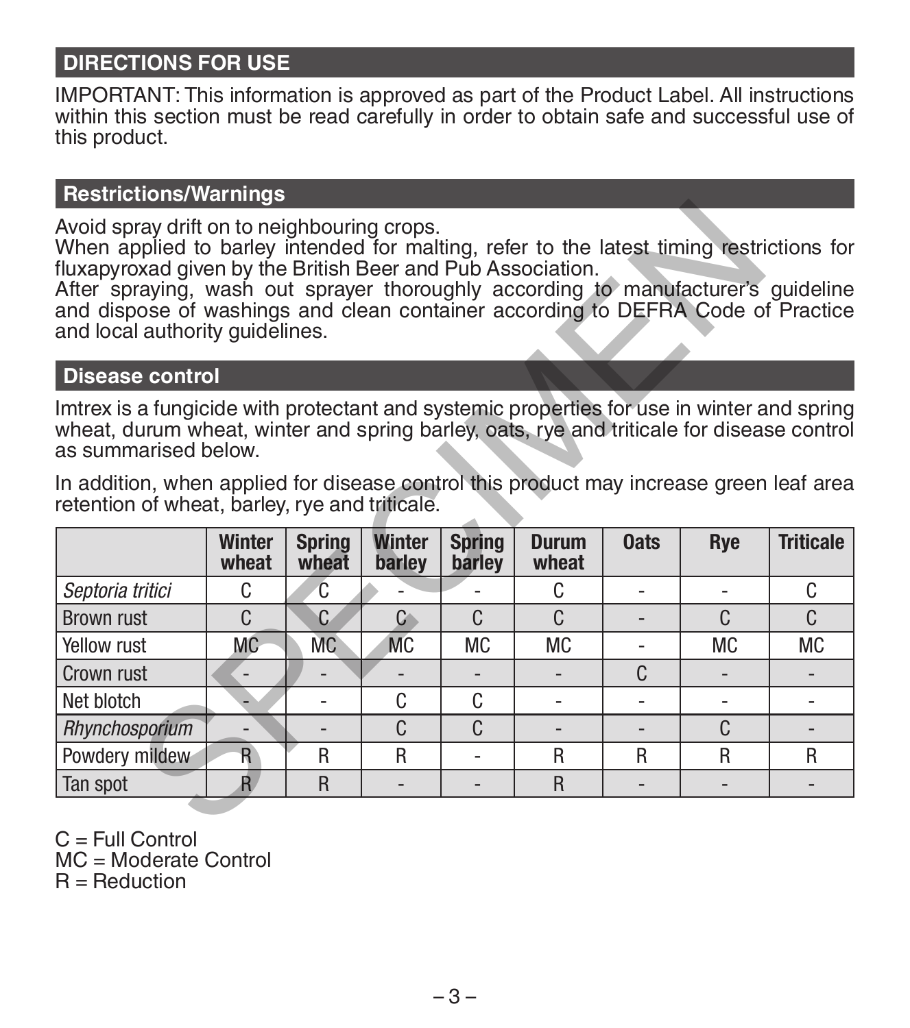## DIRECTIONS FOR USE

IMPORTANT: This information is approved as part of the Product Label. All instructions within this section must be read carefully in order to obtain safe and successful use of this product.

### Restrictions/Warnings

Avoid spray drift on to neighbouring crops.
When applied to barley intended for malting, refer to the latest timing restrictions for fluxapyroxad given by the British Beer and Pub Association.
After spraying, wash out sprayer thoroughly according to manufacturer's guideline and dispose of washings and clean container according to DEFRA Code of Practice and local authority guidelines.

### Disease control

Imtrex is a fungicide with protectant and systemic properties for use in winter and spring wheat, durum wheat, winter and spring barley, oats, rye and triticale for disease control as summarised below.

In addition, when applied for disease control this product may increase green leaf area retention of wheat, barley, rye and triticale.

| | Winter wheat | Spring wheat | Winter barley | Spring barley | Durum wheat | Oats | Rye | Triticale |
|---|---|---|---|---|---|---|---|---|
| *Septoria tritici* | C | C | - | - | C | - | - | C |
| Brown rust | C | C | C | C | C | - | C | C |
| Yellow rust | MC | MC | MC | MC | MC | - | MC | MC |
| Crown rust | - | - | - | - | - | C | - | - |
| Net blotch | - | - | C | C | - | - | - | - |
| *Rhynchosporium* | - | - | C | C | - | - | C | - |
| Powdery mildew | R | R | R | - | R | R | R | R |
| Tan spot | R | R | - | - | R | - | - | - |

C = Full Control
MC = Moderate Control
R = Reduction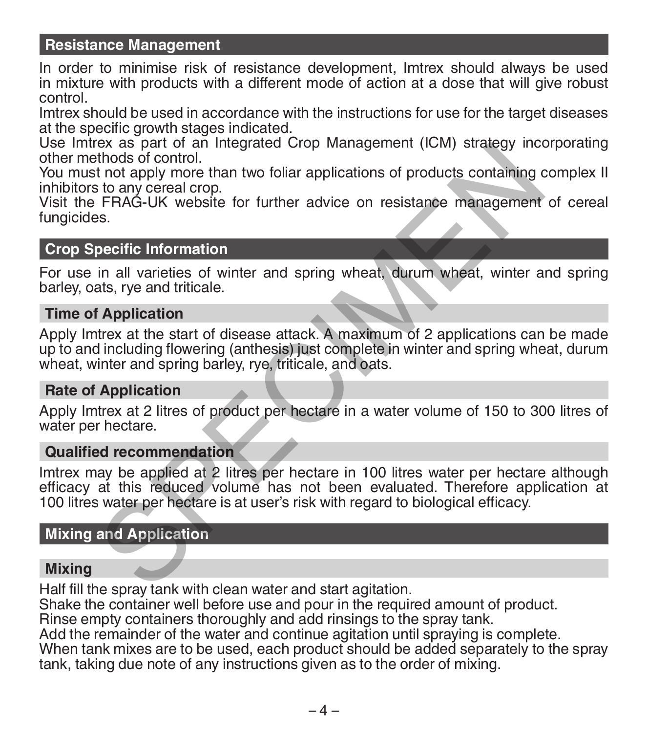## Resistance Management

In order to minimise risk of resistance development, Imtrex should always be used in mixture with products with a different mode of action at a dose that will give robust control.

Imtrex should be used in accordance with the instructions for use for the target diseases at the specific growth stages indicated.

Use Imtrex as part of an Integrated Crop Management (ICM) strategy incorporating other methods of control.

You must not apply more than two foliar applications of products containing complex II inhibitors to any cereal crop.

Visit the FRAG-UK website for further advice on resistance management of cereal fungicides.

## Crop Specific Information

For use in all varieties of winter and spring wheat, durum wheat, winter and spring barley, oats, rye and triticale.

### Time of Application

Apply Imtrex at the start of disease attack. A maximum of 2 applications can be made up to and including flowering (anthesis) just complete in winter and spring wheat, durum wheat, winter and spring barley, rye, triticale, and oats.

### Rate of Application

Apply Imtrex at 2 litres of product per hectare in a water volume of 150 to 300 litres of water per hectare.

### Qualified recommendation

Imtrex may be applied at 2 litres per hectare in 100 litres water per hectare although efficacy at this reduced volume has not been evaluated. Therefore application at 100 litres water per hectare is at user's risk with regard to biological efficacy.

## Mixing and Application

### Mixing

Half fill the spray tank with clean water and start agitation.

Shake the container well before use and pour in the required amount of product.

Rinse empty containers thoroughly and add rinsings to the spray tank.

Add the remainder of the water and continue agitation until spraying is complete.

When tank mixes are to be used, each product should be added separately to the spray tank, taking due note of any instructions given as to the order of mixing.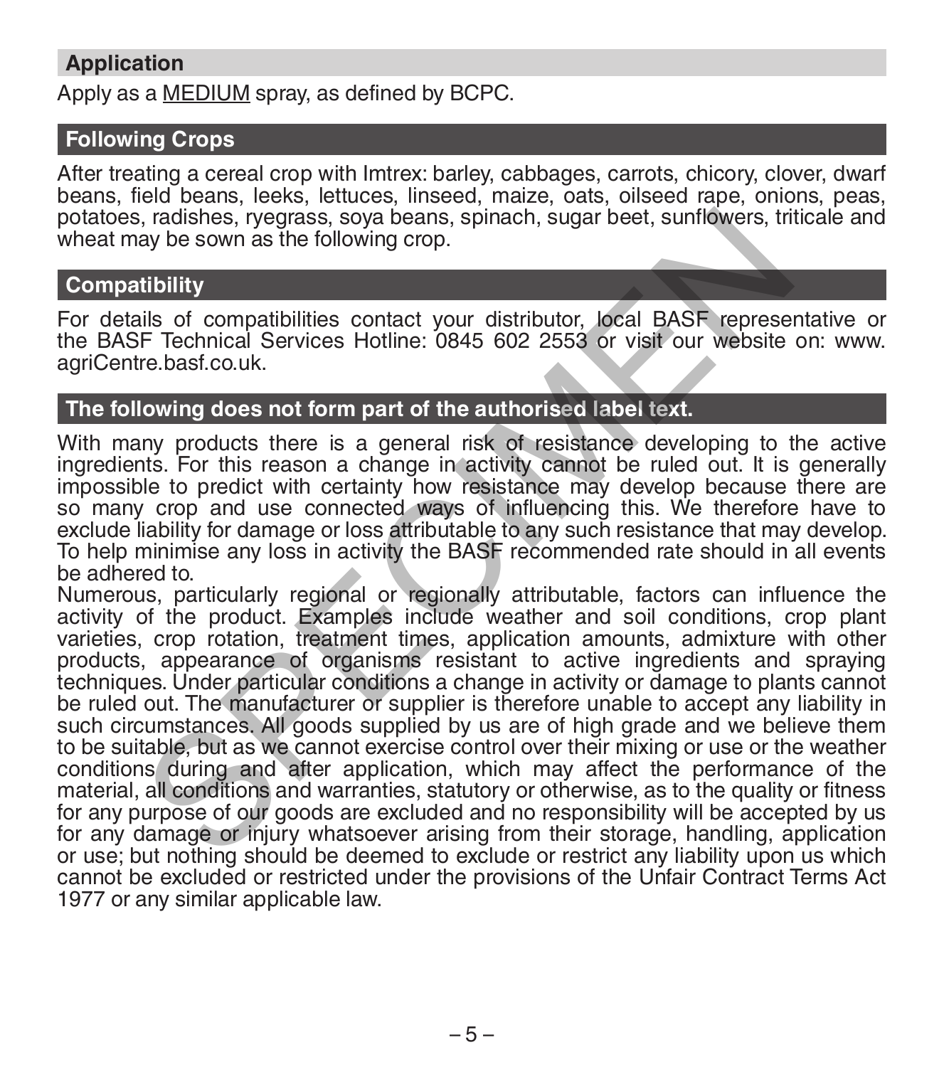## Application

Apply as a <u>MEDIUM</u> spray, as defined by BCPC.

## Following Crops

After treating a cereal crop with Imtrex: barley, cabbages, carrots, chicory, clover, dwarf beans, field beans, leeks, lettuces, linseed, maize, oats, oilseed rape, onions, peas, potatoes, radishes, ryegrass, soya beans, spinach, sugar beet, sunflowers, triticale and wheat may be sown as the following crop.

## Compatibility

For details of compatibilities contact your distributor, local BASF representative or the BASF Technical Services Hotline: 0845 602 2553 or visit our website on: www.agriCentre.basf.co.uk.

## The following does not form part of the authorised label text.

With many products there is a general risk of resistance developing to the active ingredients. For this reason a change in activity cannot be ruled out. It is generally impossible to predict with certainty how resistance may develop because there are so many crop and use connected ways of influencing this. We therefore have to exclude liability for damage or loss attributable to any such resistance that may develop. To help minimise any loss in activity the BASF recommended rate should in all events be adhered to.

Numerous, particularly regional or regionally attributable, factors can influence the activity of the product. Examples include weather and soil conditions, crop plant varieties, crop rotation, treatment times, application amounts, admixture with other products, appearance of organisms resistant to active ingredients and spraying techniques. Under particular conditions a change in activity or damage to plants cannot be ruled out. The manufacturer or supplier is therefore unable to accept any liability in such circumstances. All goods supplied by us are of high grade and we believe them to be suitable, but as we cannot exercise control over their mixing or use or the weather conditions during and after application, which may affect the performance of the material, all conditions and warranties, statutory or otherwise, as to the quality or fitness for any purpose of our goods are excluded and no responsibility will be accepted by us for any damage or injury whatsoever arising from their storage, handling, application or use; but nothing should be deemed to exclude or restrict any liability upon us which cannot be excluded or restricted under the provisions of the Unfair Contract Terms Act 1977 or any similar applicable law.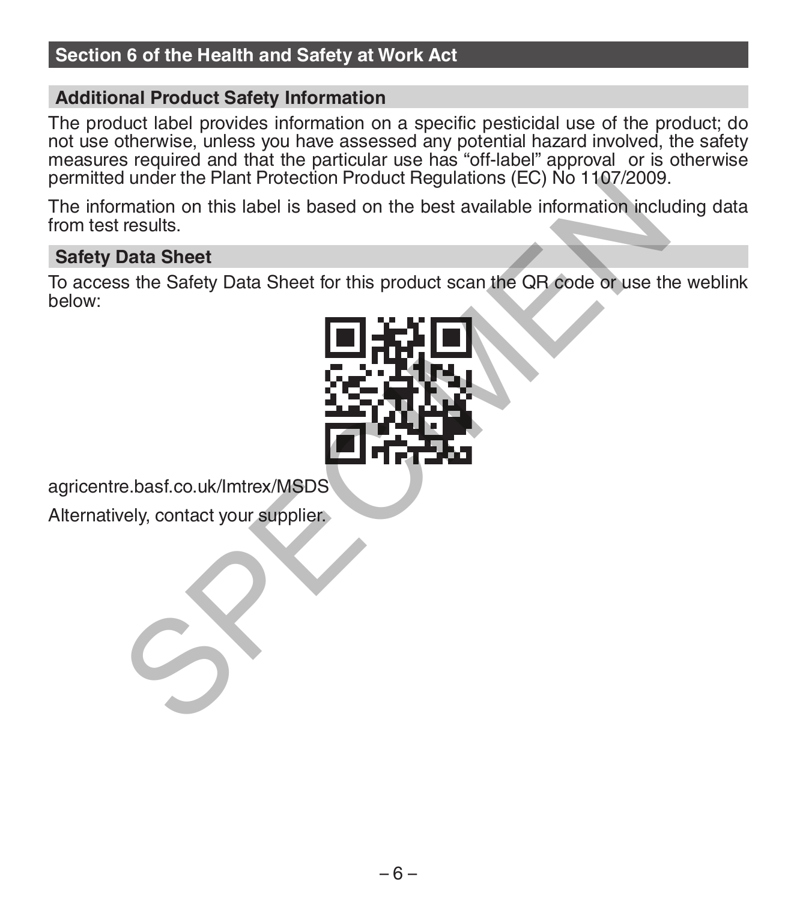## Section 6 of the Health and Safety at Work Act

### Additional Product Safety Information

The product label provides information on a specific pesticidal use of the product; do not use otherwise, unless you have assessed any potential hazard involved, the safety measures required and that the particular use has "off-label" approval or is otherwise permitted under the Plant Protection Product Regulations (EC) No 1107/2009.

The information on this label is based on the best available information including data from test results.

### Safety Data Sheet

To access the Safety Data Sheet for this product scan the QR code or use the weblink below:

agricentre.basf.co.uk/Imtrex/MSDS

Alternatively, contact your supplier.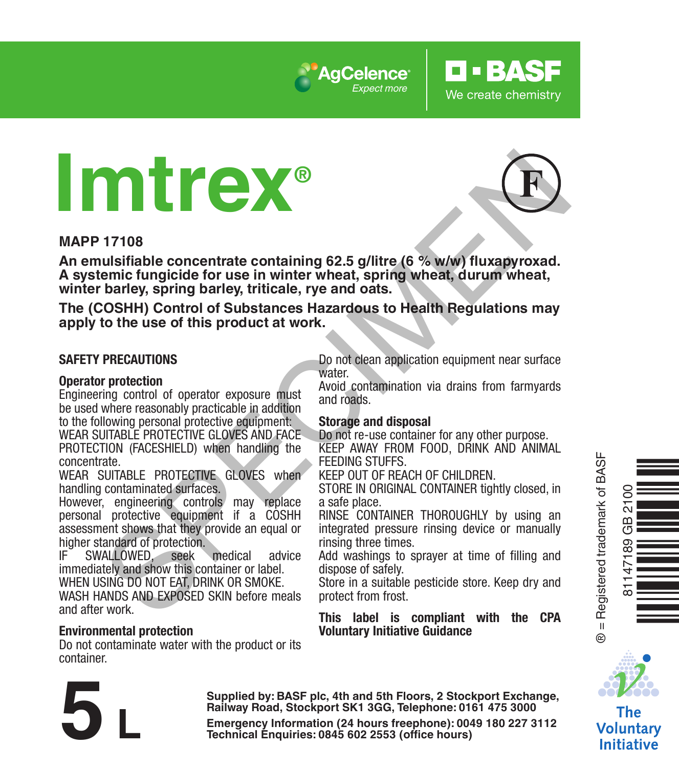AgCelence® Expect more

BASF We create chemistry

# Imtrex®

F

**MAPP 17108**

**An emulsifiable concentrate containing 62.5 g/litre (6 % w/w) fluxapyroxad. A systemic fungicide for use in winter wheat, spring wheat, durum wheat, winter barley, spring barley, triticale, rye and oats.**

**The (COSHH) Control of Substances Hazardous to Health Regulations may apply to the use of this product at work.**

## SAFETY PRECAUTIONS

### Operator protection

Engineering control of operator exposure must be used where reasonably practicable in addition to the following personal protective equipment:

WEAR SUITABLE PROTECTIVE GLOVES AND FACE PROTECTION (FACESHIELD) when handling the concentrate.

WEAR SUITABLE PROTECTIVE GLOVES when handling contaminated surfaces.

However, engineering controls may replace personal protective equipment if a COSHH assessment shows that they provide an equal or higher standard of protection.

IF SWALLOWED, seek medical advice immediately and show this container or label.

WHEN USING DO NOT EAT, DRINK OR SMOKE.

WASH HANDS AND EXPOSED SKIN before meals and after work.

### Environmental protection

Do not contaminate water with the product or its container.

Do not clean application equipment near surface water.

Avoid contamination via drains from farmyards and roads.

### Storage and disposal

Do not re-use container for any other purpose.

KEEP AWAY FROM FOOD, DRINK AND ANIMAL FEEDING STUFFS.

KEEP OUT OF REACH OF CHILDREN.

STORE IN ORIGINAL CONTAINER tightly closed, in a safe place.

RINSE CONTAINER THOROUGHLY by using an integrated pressure rinsing device or manually rinsing three times.

Add washings to sprayer at time of filling and dispose of safely.

Store in a suitable pesticide store. Keep dry and protect from frost.

**This label is compliant with the CPA Voluntary Initiative Guidance**

® = Registered trademark of BASF

81147189 GB 2100

# 5 L

**Supplied by: BASF plc, 4th and 5th Floors, 2 Stockport Exchange, Railway Road, Stockport SK1 3GG, Telephone: 0161 475 3000**

**Emergency Information (24 hours freephone): 0049 180 227 3112**
**Technical Enquiries: 0845 602 2553 (office hours)**

The Voluntary Initiative